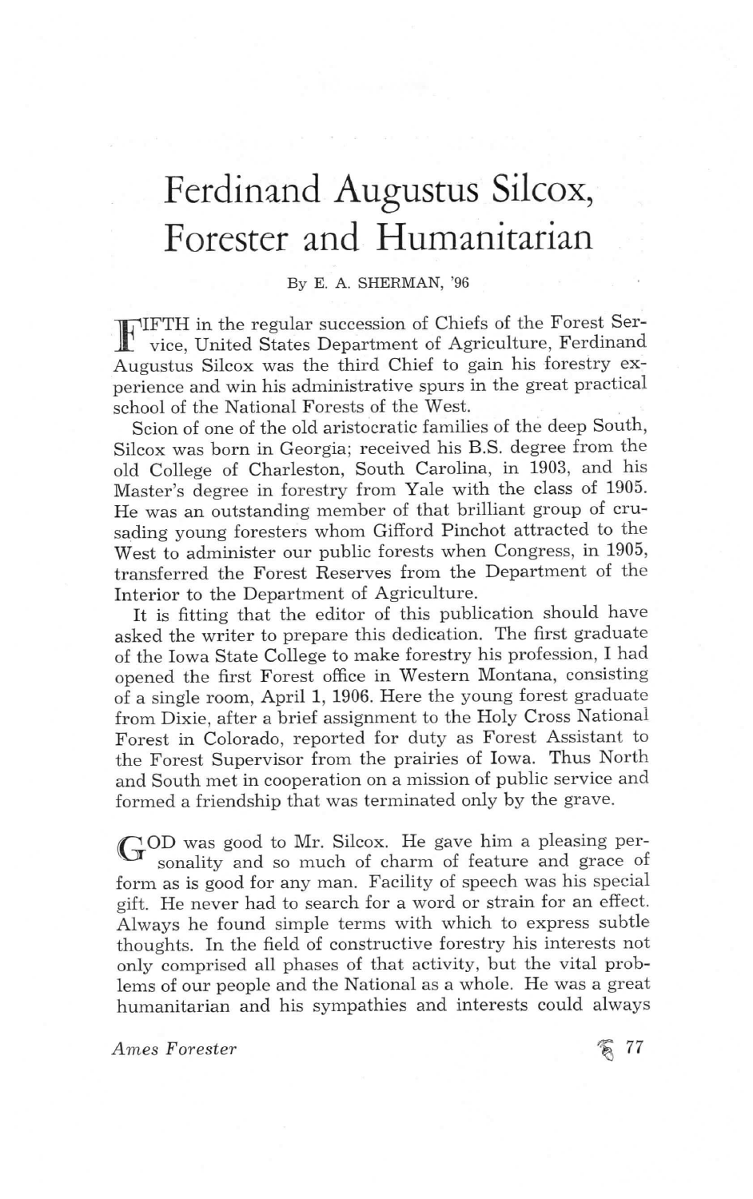# Ferdinand Augustus Silcox, Forester and Humanitarian

By E. A. SHERMAN, '96

FIFTH in the regular succession of Chiefs of the Forest Service, United States Department of Agriculture, Ferdinand Augustus Silcox was the third Chief to gain his forestry experience and win his administrative spurs in the great practical school of the National Forests of the West.

Scion of one of the old aristocratic families of the deep South, Silcox was born in Georgia; received his B.S. degree from the old College of Charleston, South Carolina, in 1903, and his Master's degree in forestry from Yale with the class of 1905. He was an outstanding member of that brilliant group of crusading young foresters whom Gifford Pinchot attracted to the West to administer our public forests when Congress, in 1905, transferred the Forest Reserves from the Department of the Interior to the Department of Agriculture.

It is fitting that the editor of this publication should have asked the writer to prepare this dedication. The first graduate of the Iowa State College to make forestry his profession, I had opened the first Forest office in Western Montana, consisting of a single room, April 1, 1906. Here the young forest graduate from Dixie, after a brief assignment to the Holy Cross National Forest in Colorado, reported for duty as Forest Assistant to the Forest Supervisor from the prairies of Iowa. Thus North and South met in cooperation on a mission of public service and formed a friendship that was terminated only by the grave.

GOD was good to Mr. Silcox. He gave him a pleasing personality and so much of charm of feature and grace of form as is good for any man. Facility of speech was his special gift. He never had to search for a word or strain for an effect. Always he found simple terms with which to express subtle thoughts. In the field of constructive forestry his interests not only comprised all phases of that activity, but the vital problems of our people and the National as a whole. He was a great humanitarian and his sympathies and interests could always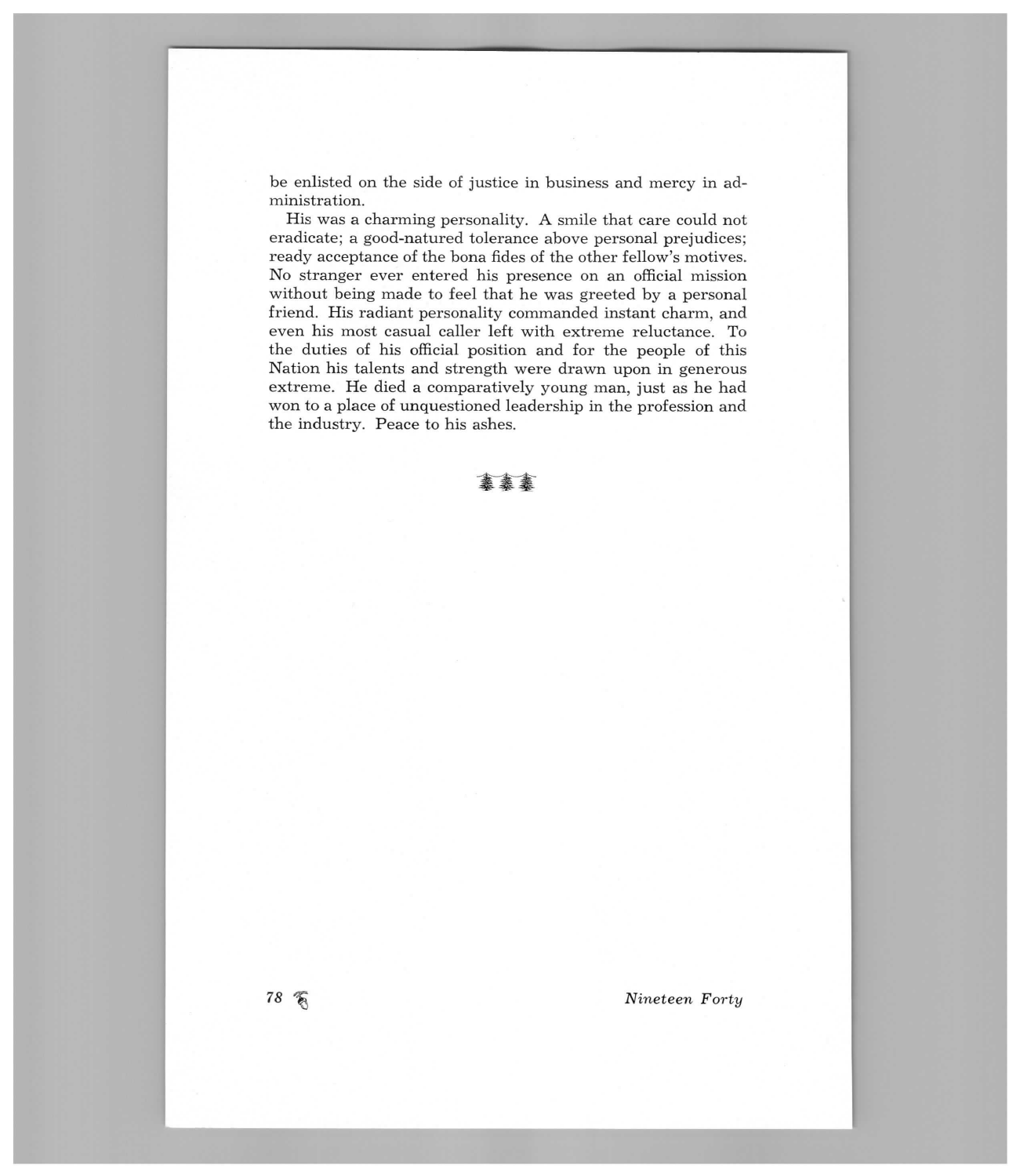be enlisted on the side of justice in business and mercy in administration.

His was a charming personality. A smile that care could not eradicate; a good-natured tolerance above personal prejudices; ready acceptance of the bona fides of the other fellow's motives. No stranger ever entered his presence on an official mission without being made to feel that he was greeted by a personal friend. His radiant personality commanded instant charm, and even his most casual caller left with extreme reluctance. To the duties of his official position and for the people of this Nation his talents and strength were drawn upon in generous extreme. He died a comparatively young man, just as he had won to a place of unquestioned leadership in the profession and the industry. Peace to his ashes.